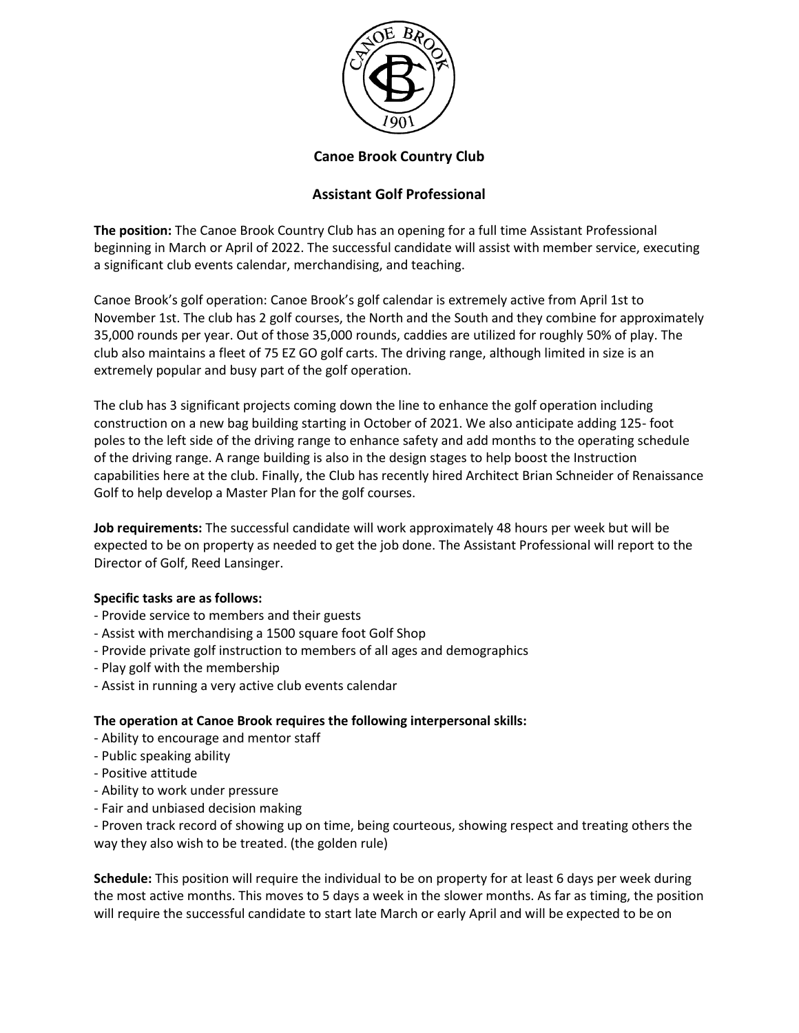**Canoe Brook Country Club**

**Assistant Golf Professional**

**The position:** The Canoe Brook Country Club has an opening for a full time Assistant Professional beginning in March or April of 2022. The successful candidate will assist with member service, executing a significant club events calendar, merchandising, and teaching.

Canoe Brook's golf operation: Canoe Brook's golf calendar is extremely active from April 1st to November 1st. The club has 2 golf courses, the North and the South and they combine for approximately 35,000 rounds per year. Out of those 35,000 rounds, caddies are utilized for roughly 50% of play. The club also maintains a fleet of 75 EZ GO golf carts. The driving range, although limited in size is an extremely popular and busy part of the golf operation.

The club has 3 significant projects coming down the line to enhance the golf operation including construction on a new bag building starting in October of 2021. We also anticipate adding 125- foot poles to the left side of the driving range to enhance safety and add months to the operating schedule of the driving range. A range building is also in the design stages to help boost the Instruction capabilities here at the club. Finally, the Club has recently hired Architect Brian Schneider of Renaissance Golf to help develop a Master Plan for the golf courses.

**Job requirements:** The successful candidate will work approximately 48 hours per week but will be expected to be on property as needed to get the job done. The Assistant Professional will report to the Director of Golf, Reed Lansinger.

**Specific tasks are as follows:**

- Provide service to members and their guests
- Assist with merchandising a 1500 square foot Golf Shop
- Provide private golf instruction to members of all ages and demographics
- Play golf with the membership
- Assist in running a very active club events calendar

**The operation at Canoe Brook requires the following interpersonal skills:**

- Ability to encourage and mentor staff
- Public speaking ability
- Positive attitude
- Ability to work under pressure
- Fair and unbiased decision making
- Proven track record of showing up on time, being courteous, showing respect and treating others the way they also wish to be treated. (the golden rule)

**Schedule:** This position will require the individual to be on property for at least 6 days per week during the most active months. This moves to 5 days a week in the slower months. As far as timing, the position will require the successful candidate to start late March or early April and will be expected to be on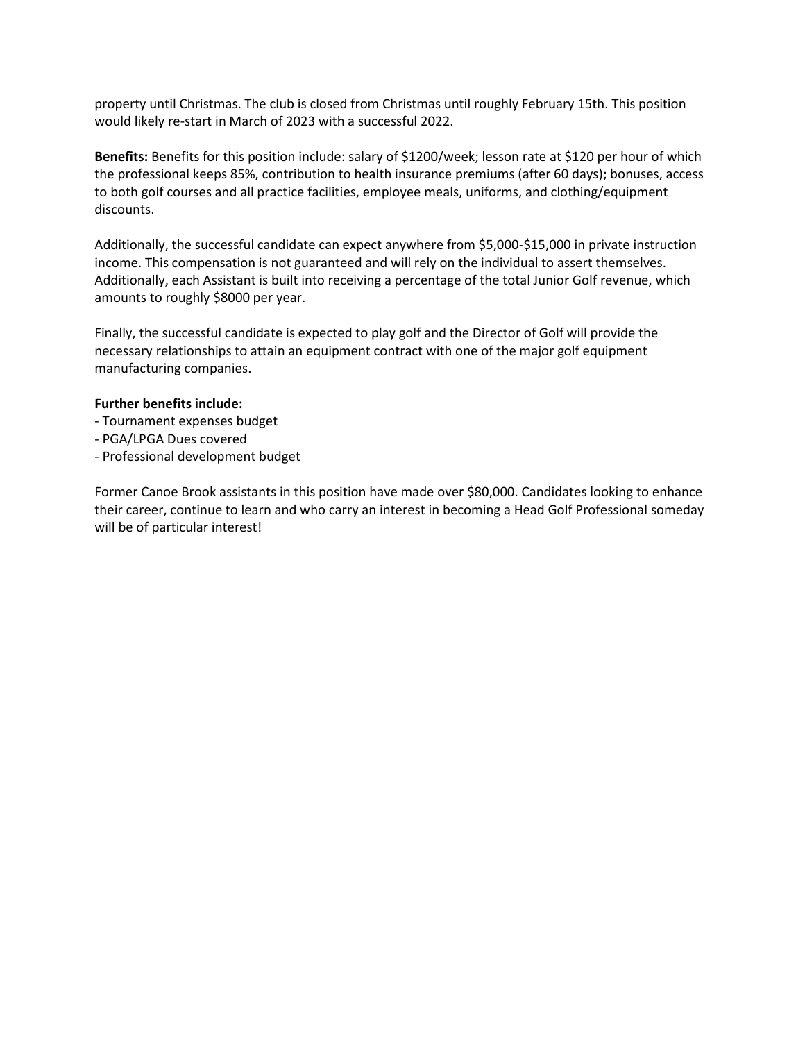property until Christmas. The club is closed from Christmas until roughly February 15th. This position would likely re-start in March of 2023 with a successful 2022.

**Benefits:** Benefits for this position include: salary of $1200/week; lesson rate at $120 per hour of which the professional keeps 85%, contribution to health insurance premiums (after 60 days); bonuses, access to both golf courses and all practice facilities, employee meals, uniforms, and clothing/equipment discounts.

Additionally, the successful candidate can expect anywhere from $5,000-$15,000 in private instruction income. This compensation is not guaranteed and will rely on the individual to assert themselves. Additionally, each Assistant is built into receiving a percentage of the total Junior Golf revenue, which amounts to roughly $8000 per year.

Finally, the successful candidate is expected to play golf and the Director of Golf will provide the necessary relationships to attain an equipment contract with one of the major golf equipment manufacturing companies.

**Further benefits include:**

- Tournament expenses budget
- PGA/LPGA Dues covered
- Professional development budget

Former Canoe Brook assistants in this position have made over $80,000. Candidates looking to enhance their career, continue to learn and who carry an interest in becoming a Head Golf Professional someday will be of particular interest!